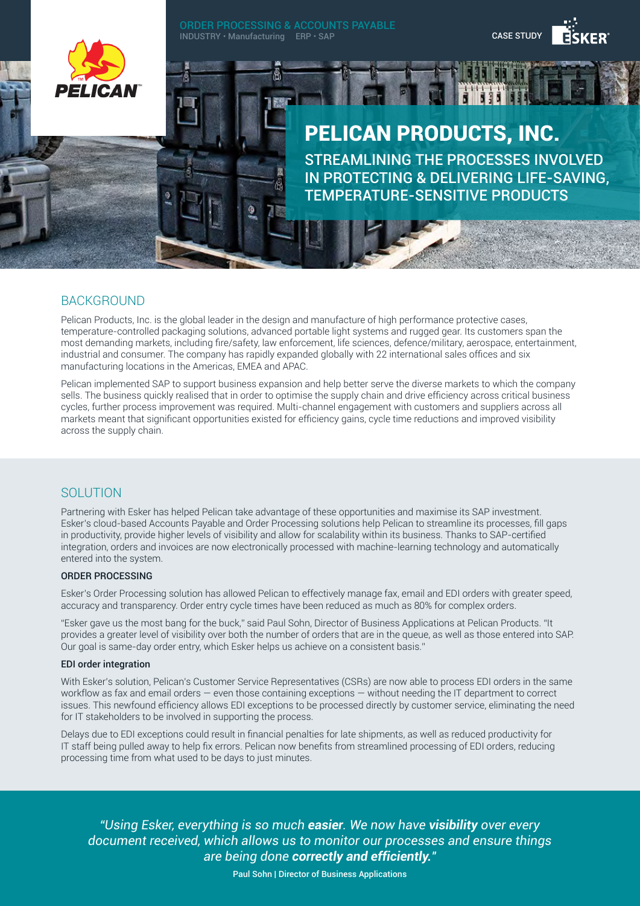ORDER PROCESSING & ACCOUNTS PAYABLE
INDUSTRY • Manufacturing   ERP • SAP

CASE STUDY

# PELICAN PRODUCTS, INC.

## STREAMLINING THE PROCESSES INVOLVED IN PROTECTING & DELIVERING LIFE-SAVING, TEMPERATURE-SENSITIVE PRODUCTS

## BACKGROUND

Pelican Products, Inc. is the global leader in the design and manufacture of high performance protective cases, temperature-controlled packaging solutions, advanced portable light systems and rugged gear. Its customers span the most demanding markets, including fire/safety, law enforcement, life sciences, defence/military, aerospace, entertainment, industrial and consumer. The company has rapidly expanded globally with 22 international sales offices and six manufacturing locations in the Americas, EMEA and APAC.

Pelican implemented SAP to support business expansion and help better serve the diverse markets to which the company sells. The business quickly realised that in order to optimise the supply chain and drive efficiency across critical business cycles, further process improvement was required. Multi-channel engagement with customers and suppliers across all markets meant that significant opportunities existed for efficiency gains, cycle time reductions and improved visibility across the supply chain.

## SOLUTION

Partnering with Esker has helped Pelican take advantage of these opportunities and maximise its SAP investment. Esker's cloud-based Accounts Payable and Order Processing solutions help Pelican to streamline its processes, fill gaps in productivity, provide higher levels of visibility and allow for scalability within its business. Thanks to SAP-certified integration, orders and invoices are now electronically processed with machine-learning technology and automatically entered into the system.

### ORDER PROCESSING

Esker's Order Processing solution has allowed Pelican to effectively manage fax, email and EDI orders with greater speed, accuracy and transparency. Order entry cycle times have been reduced as much as 80% for complex orders.

"Esker gave us the most bang for the buck," said Paul Sohn, Director of Business Applications at Pelican Products. "It provides a greater level of visibility over both the number of orders that are in the queue, as well as those entered into SAP. Our goal is same-day order entry, which Esker helps us achieve on a consistent basis."

### EDI order integration

With Esker's solution, Pelican's Customer Service Representatives (CSRs) are now able to process EDI orders in the same workflow as fax and email orders — even those containing exceptions — without needing the IT department to correct issues. This newfound efficiency allows EDI exceptions to be processed directly by customer service, eliminating the need for IT stakeholders to be involved in supporting the process.

Delays due to EDI exceptions could result in financial penalties for late shipments, as well as reduced productivity for IT staff being pulled away to help fix errors. Pelican now benefits from streamlined processing of EDI orders, reducing processing time from what used to be days to just minutes.

> *"Using Esker, everything is so much **easier**. We now have **visibility** over every document received, which allows us to monitor our processes and ensure things are being done **correctly and efficiently.**"*
>
> **Paul Sohn | Director of Business Applications**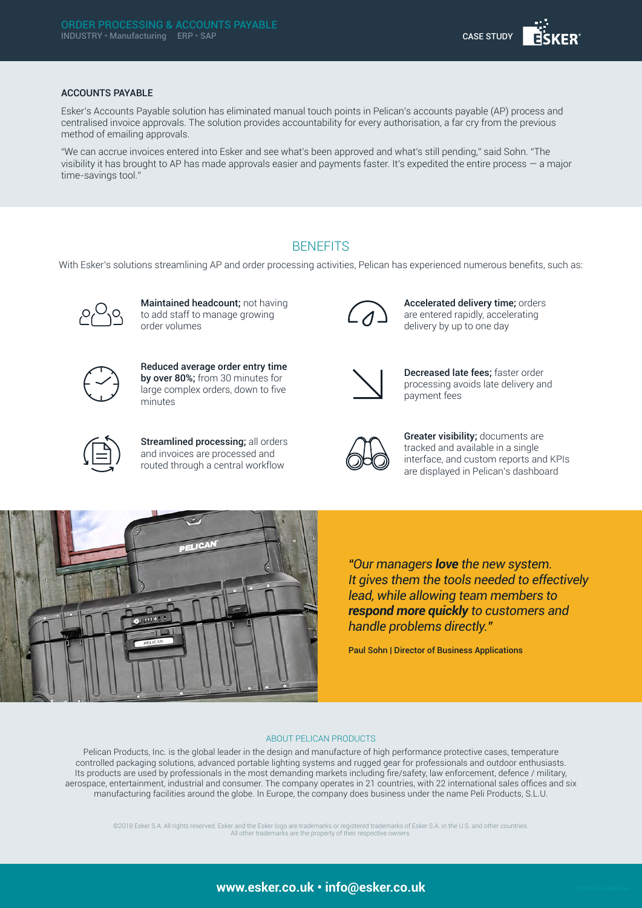## ACCOUNTS PAYABLE

Esker's Accounts Payable solution has eliminated manual touch points in Pelican's accounts payable (AP) process and centralised invoice approvals. The solution provides accountability for every authorisation, a far cry from the previous method of emailing approvals.

"We can accrue invoices entered into Esker and see what's been approved and what's still pending," said Sohn. "The visibility it has brought to AP has made approvals easier and payments faster. It's expedited the entire process — a major time-savings tool."

## BENEFITS

With Esker's solutions streamlining AP and order processing activities, Pelican has experienced numerous benefits, such as:

- **Maintained headcount;** not having to add staff to manage growing order volumes
- **Accelerated delivery time;** orders are entered rapidly, accelerating delivery by up to one day
- **Reduced average order entry time by over 80%;** from 30 minutes for large complex orders, down to five minutes
- **Decreased late fees;** faster order processing avoids late delivery and payment fees
- **Streamlined processing;** all orders and invoices are processed and routed through a central workflow
- **Greater visibility;** documents are tracked and available in a single interface, and custom reports and KPIs are displayed in Pelican's dashboard

*"Our managers **love** the new system. It gives them the tools needed to effectively lead, while allowing team members to **respond more quickly** to customers and handle problems directly."*

**Paul Sohn | Director of Business Applications**

## ABOUT PELICAN PRODUCTS

Pelican Products, Inc. is the global leader in the design and manufacture of high performance protective cases, temperature controlled packaging solutions, advanced portable lighting systems and rugged gear for professionals and outdoor enthusiasts. Its products are used by professionals in the most demanding markets including fire/safety, law enforcement, defence / military, aerospace, entertainment, industrial and consumer. The company operates in 21 countries, with 22 international sales offices and six manufacturing facilities around the globe. In Europe, the company does business under the name Peli Products, S.L.U.

©2018 Esker S.A. All rights reserved. Esker and the Esker logo are trademarks or registered trademarks of Esker S.A. in the U.S. and other countries. All other trademarks are the property of their respective owners.

**www.esker.co.uk • info@esker.co.uk**